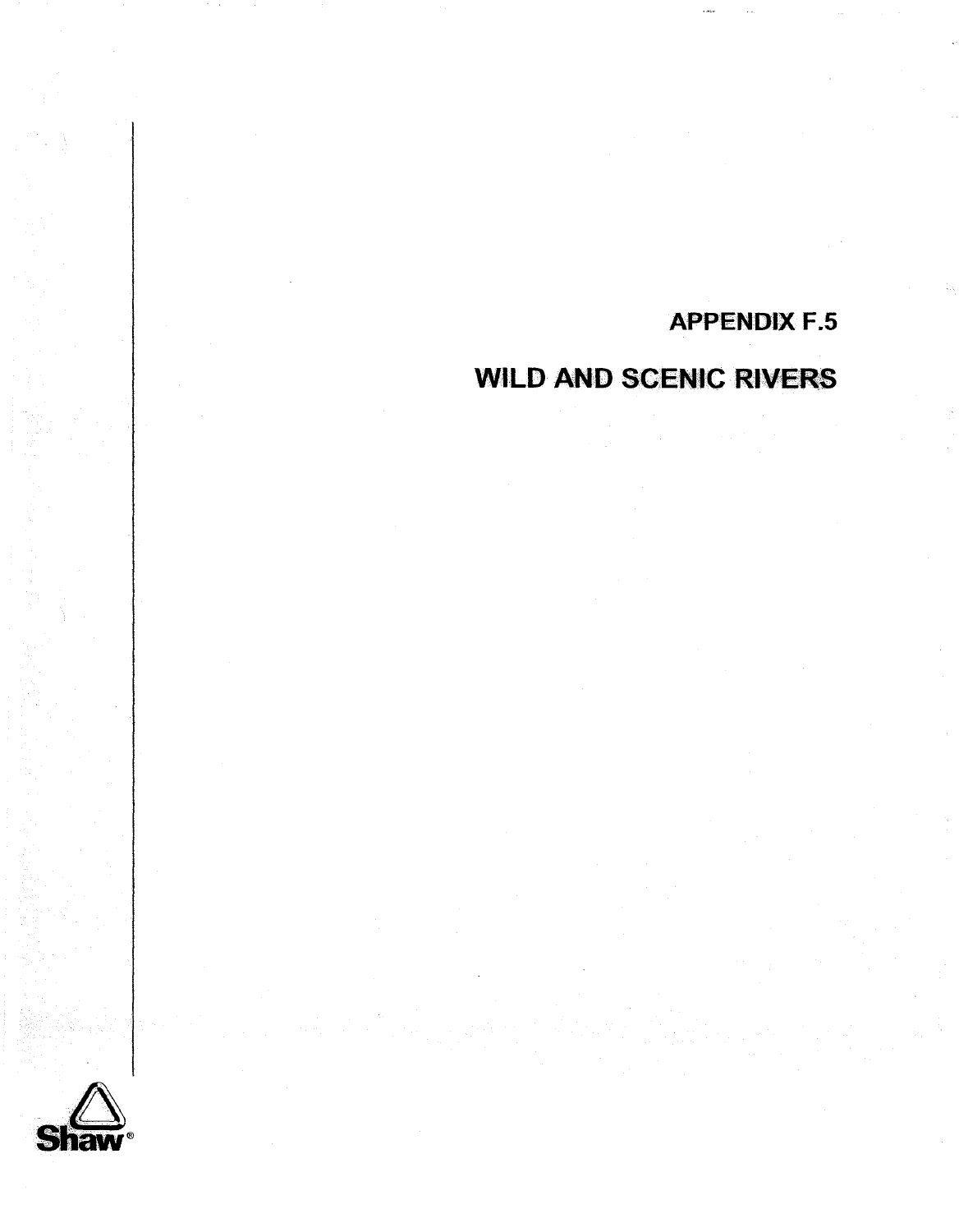# APPENDIX F.5

# WILD AND SCENIC RIVERS

Shaw®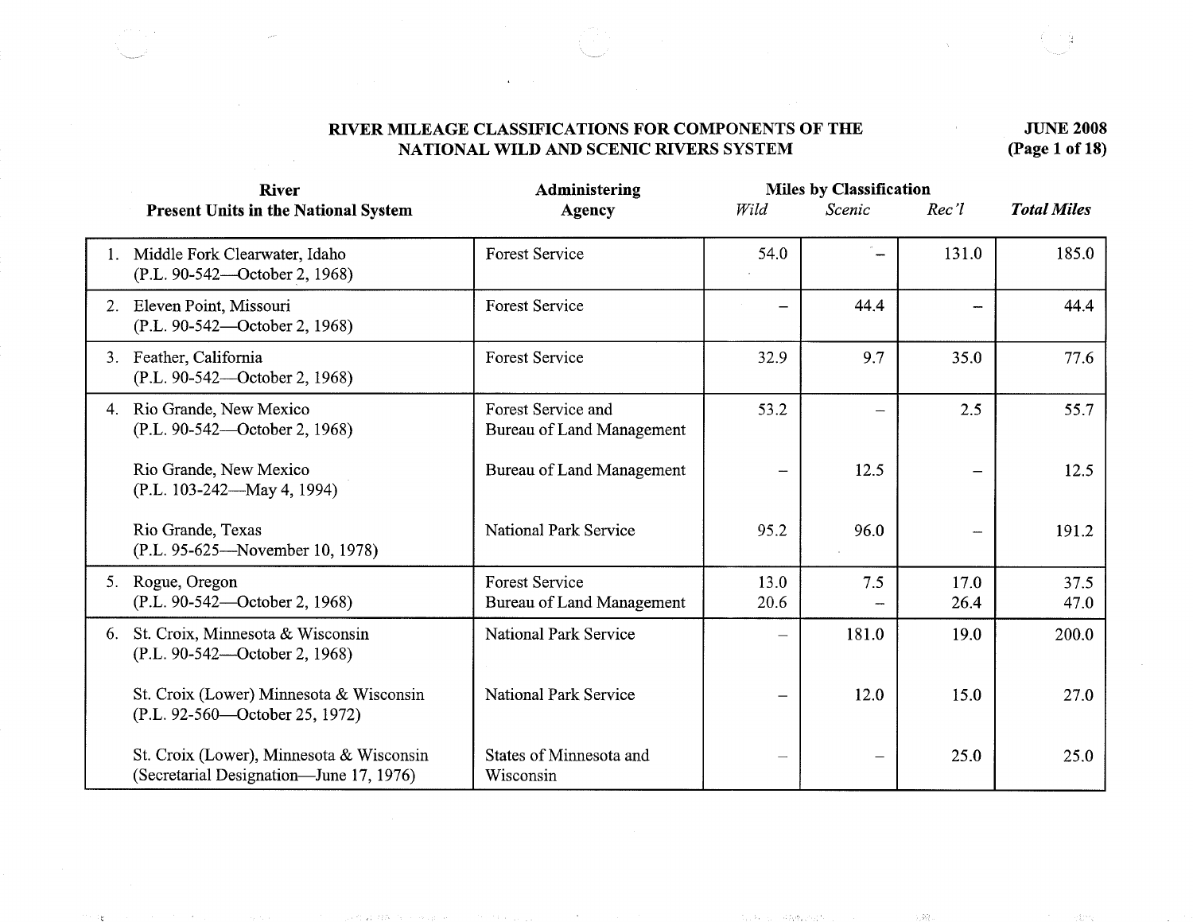# RIVER MILEAGE CLASSIFICATIONS FOR COMPONENTS OF THE NATIONAL WILD AND SCENIC RIVERS SYSTEM

**JUNE 2008**
**(Page 1 of 18)**

| River<br>Present Units in the National System | Administering Agency | Miles by Classification<br>*Wild* | <br>*Scenic* | <br>*Rec'l* | *Total Miles* |
|---|---|---|---|---|---|
| 1. Middle Fork Clearwater, Idaho<br>(P.L. 90-542—October 2, 1968) | Forest Service | 54.0 | – | 131.0 | 185.0 |
| 2. Eleven Point, Missouri<br>(P.L. 90-542—October 2, 1968) | Forest Service | – | 44.4 | – | 44.4 |
| 3. Feather, California<br>(P.L. 90-542—October 2, 1968) | Forest Service | 32.9 | 9.7 | 35.0 | 77.6 |
| 4. Rio Grande, New Mexico<br>(P.L. 90-542—October 2, 1968) | Forest Service and Bureau of Land Management | 53.2 | – | 2.5 | 55.7 |
| Rio Grande, New Mexico<br>(P.L. 103-242—May 4, 1994) | Bureau of Land Management | – | 12.5 | – | 12.5 |
| Rio Grande, Texas<br>(P.L. 95-625—November 10, 1978) | National Park Service | 95.2 | 96.0 | – | 191.2 |
| 5. Rogue, Oregon<br>(P.L. 90-542—October 2, 1968) | Forest Service<br>Bureau of Land Management | 13.0<br>20.6 | 7.5<br>– | 17.0<br>26.4 | 37.5<br>47.0 |
| 6. St. Croix, Minnesota & Wisconsin<br>(P.L. 90-542—October 2, 1968) | National Park Service | – | 181.0 | 19.0 | 200.0 |
| St. Croix (Lower) Minnesota & Wisconsin<br>(P.L. 92-560—October 25, 1972) | National Park Service | – | 12.0 | 15.0 | 27.0 |
| St. Croix (Lower), Minnesota & Wisconsin<br>(Secretarial Designation—June 17, 1976) | States of Minnesota and Wisconsin | – | – | 25.0 | 25.0 |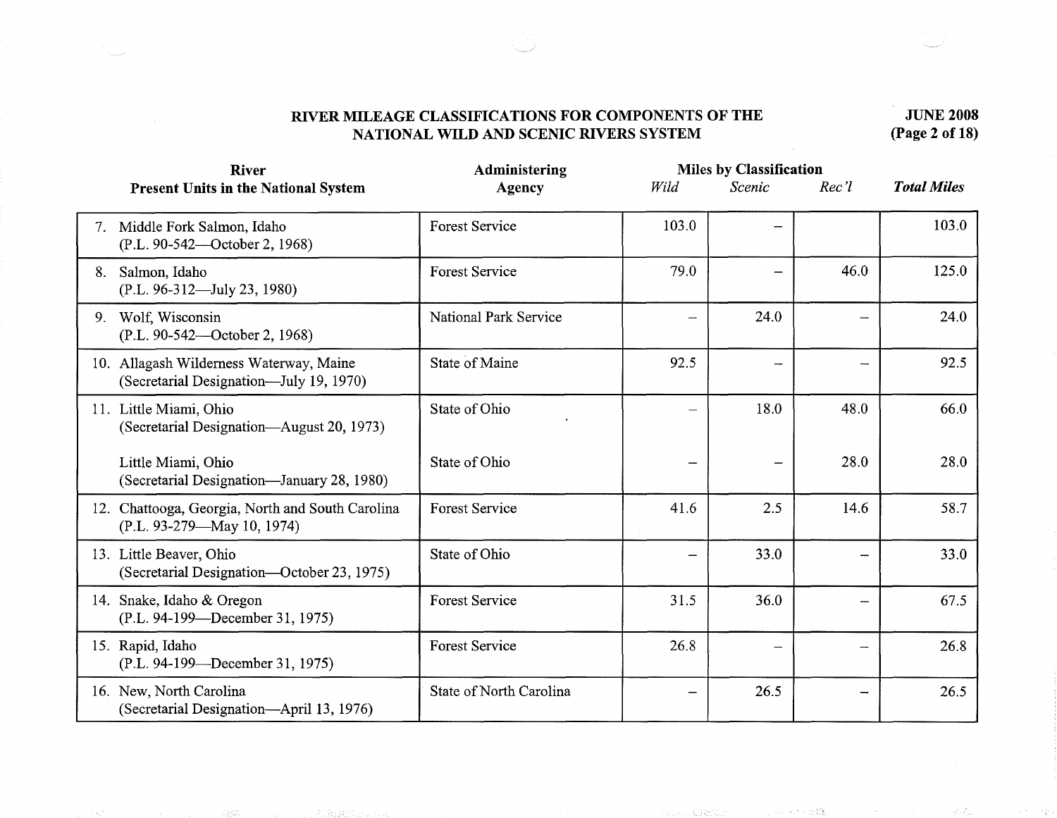**RIVER MILEAGE CLASSIFICATIONS FOR COMPONENTS OF THE NATIONAL WILD AND SCENIC RIVERS SYSTEM**

**JUNE 2008**

| River<br>Present Units in the National System | Administering Agency | Miles by Classification | | | Total Miles |
|---|---|---|---|---|---|
| | | *Wild* | *Scenic* | *Rec'l* | |
| 7. Middle Fork Salmon, Idaho (P.L. 90-542—October 2, 1968) | Forest Service | 103.0 | – | | 103.0 |
| 8. Salmon, Idaho (P.L. 96-312—July 23, 1980) | Forest Service | 79.0 | – | 46.0 | 125.0 |
| 9. Wolf, Wisconsin (P.L. 90-542—October 2, 1968) | National Park Service | – | 24.0 | – | 24.0 |
| 10. Allagash Wilderness Waterway, Maine (Secretarial Designation—July 19, 1970) | State of Maine | 92.5 | – | – | 92.5 |
| 11. Little Miami, Ohio (Secretarial Designation—August 20, 1973) | State of Ohio | – | 18.0 | 48.0 | 66.0 |
| Little Miami, Ohio (Secretarial Designation—January 28, 1980) | State of Ohio | – | – | 28.0 | 28.0 |
| 12. Chattooga, Georgia, North and South Carolina (P.L. 93-279—May 10, 1974) | Forest Service | 41.6 | 2.5 | 14.6 | 58.7 |
| 13. Little Beaver, Ohio (Secretarial Designation—October 23, 1975) | State of Ohio | – | 33.0 | – | 33.0 |
| 14. Snake, Idaho & Oregon (P.L. 94-199—December 31, 1975) | Forest Service | 31.5 | 36.0 | – | 67.5 |
| 15. Rapid, Idaho (P.L. 94-199—December 31, 1975) | Forest Service | 26.8 | – | – | 26.8 |
| 16. New, North Carolina (Secretarial Designation—April 13, 1976) | State of North Carolina | – | 26.5 | – | 26.5 |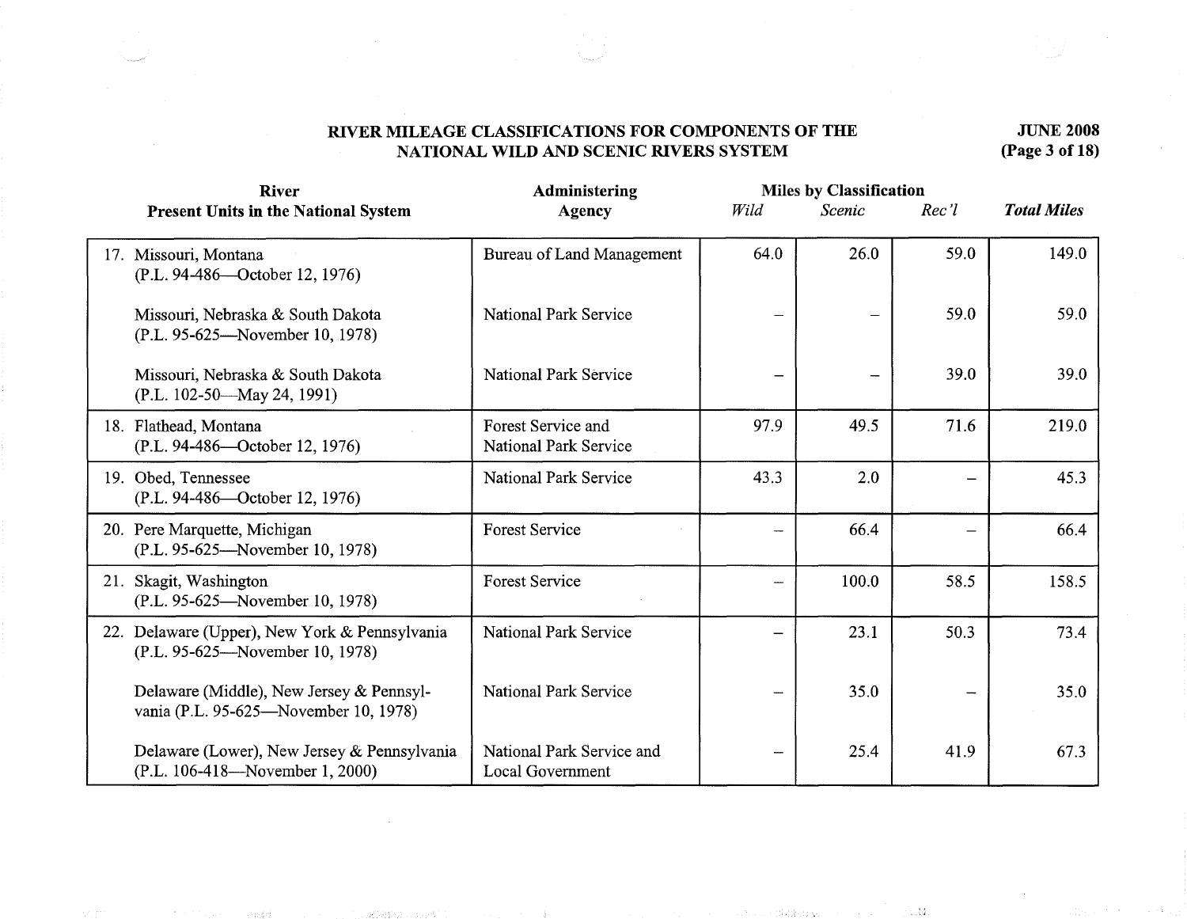## RIVER MILEAGE CLASSIFICATIONS FOR COMPONENTS OF THE NATIONAL WILD AND SCENIC RIVERS SYSTEM

**JUNE 2008**

| River Present Units in the National System | Administering Agency | Miles by Classification *Wild* | *Scenic* | *Rec'l* | ***Total Miles*** |
|---|---|---|---|---|---|
| 17. Missouri, Montana (P.L. 94-486—October 12, 1976) | Bureau of Land Management | 64.0 | 26.0 | 59.0 | 149.0 |
| Missouri, Nebraska & South Dakota (P.L. 95-625—November 10, 1978) | National Park Service | – | – | 59.0 | 59.0 |
| Missouri, Nebraska & South Dakota (P.L. 102-50—May 24, 1991) | National Park Service | – | – | 39.0 | 39.0 |
| 18. Flathead, Montana (P.L. 94-486—October 12, 1976) | Forest Service and National Park Service | 97.9 | 49.5 | 71.6 | 219.0 |
| 19. Obed, Tennessee (P.L. 94-486—October 12, 1976) | National Park Service | 43.3 | 2.0 | – | 45.3 |
| 20. Pere Marquette, Michigan (P.L. 95-625—November 10, 1978) | Forest Service | – | 66.4 | – | 66.4 |
| 21. Skagit, Washington (P.L. 95-625—November 10, 1978) | Forest Service | – | 100.0 | 58.5 | 158.5 |
| 22. Delaware (Upper), New York & Pennsylvania (P.L. 95-625—November 10, 1978) | National Park Service | – | 23.1 | 50.3 | 73.4 |
| Delaware (Middle), New Jersey & Pennsylvania (P.L. 95-625—November 10, 1978) | National Park Service | – | 35.0 | – | 35.0 |
| Delaware (Lower), New Jersey & Pennsylvania (P.L. 106-418—November 1, 2000) | National Park Service and Local Government | – | 25.4 | 41.9 | 67.3 |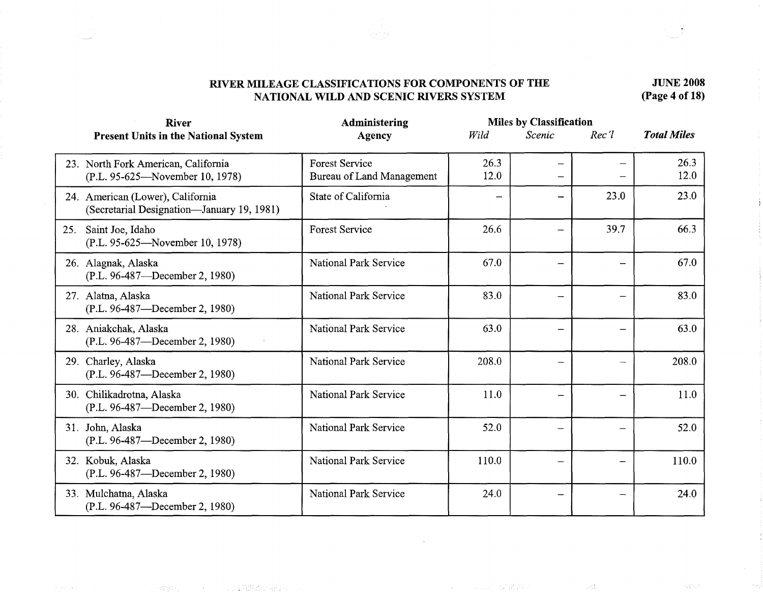## RIVER MILEAGE CLASSIFICATIONS FOR COMPONENTS OF THE NATIONAL WILD AND SCENIC RIVERS SYSTEM

**JUNE 2008**

| River<br>Present Units in the National System | Administering Agency | Miles by Classification | | | ***Total Miles*** |
|---|---|---|---|---|---|
| | | *Wild* | *Scenic* | *Rec'l* | |
| 23. North Fork American, California<br>(P.L. 95-625—November 10, 1978) | Forest Service<br>Bureau of Land Management | 26.3<br>12.0 | –<br>– | –<br>– | 26.3<br>12.0 |
| 24. American (Lower), California<br>(Secretarial Designation—January 19, 1981) | State of California | – | – | 23.0 | 23.0 |
| 25. Saint Joe, Idaho<br>(P.L. 95-625—November 10, 1978) | Forest Service | 26.6 | – | 39.7 | 66.3 |
| 26. Alagnak, Alaska<br>(P.L. 96-487—December 2, 1980) | National Park Service | 67.0 | – | – | 67.0 |
| 27. Alatna, Alaska<br>(P.L. 96-487—December 2, 1980) | National Park Service | 83.0 | – | – | 83.0 |
| 28. Aniakchak, Alaska<br>(P.L. 96-487—December 2, 1980) | National Park Service | 63.0 | – | – | 63.0 |
| 29. Charley, Alaska<br>(P.L. 96-487—December 2, 1980) | National Park Service | 208.0 | – | – | 208.0 |
| 30. Chilikadrotna, Alaska<br>(P.L. 96-487—December 2, 1980) | National Park Service | 11.0 | – | – | 11.0 |
| 31. John, Alaska<br>(P.L. 96-487—December 2, 1980) | National Park Service | 52.0 | – | – | 52.0 |
| 32. Kobuk, Alaska<br>(P.L. 96-487—December 2, 1980) | National Park Service | 110.0 | – | – | 110.0 |
| 33. Mulchatna, Alaska<br>(P.L. 96-487—December 2, 1980) | National Park Service | 24.0 | – | – | 24.0 |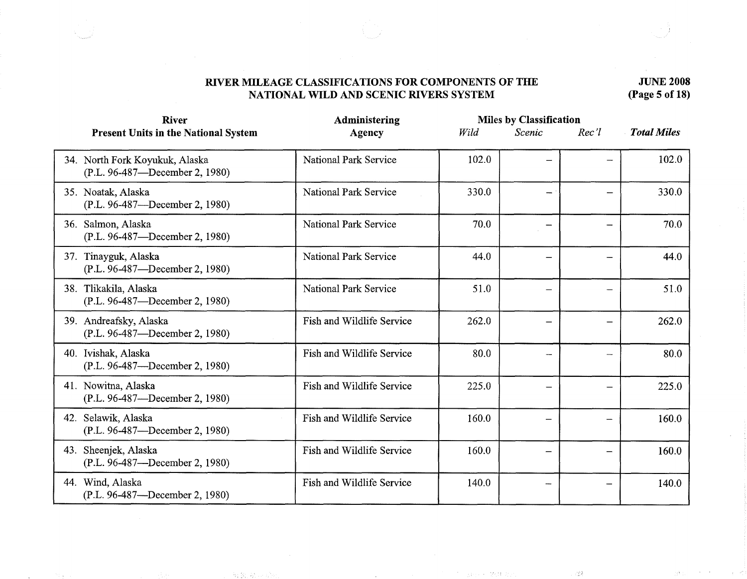## RIVER MILEAGE CLASSIFICATIONS FOR COMPONENTS OF THE NATIONAL WILD AND SCENIC RIVERS SYSTEM

**JUNE 2008**

| River<br>Present Units in the National System | Administering Agency | Miles by Classification | | | *Total Miles* |
|---|---|---|---|---|---|
| | | *Wild* | *Scenic* | *Rec'l* | |
| 34. North Fork Koyukuk, Alaska (P.L. 96-487—December 2, 1980) | National Park Service | 102.0 | – | – | 102.0 |
| 35. Noatak, Alaska (P.L. 96-487—December 2, 1980) | National Park Service | 330.0 | – | – | 330.0 |
| 36. Salmon, Alaska (P.L. 96-487—December 2, 1980) | National Park Service | 70.0 | – | – | 70.0 |
| 37. Tinayguk, Alaska (P.L. 96-487—December 2, 1980) | National Park Service | 44.0 | – | – | 44.0 |
| 38. Tlikakila, Alaska (P.L. 96-487—December 2, 1980) | National Park Service | 51.0 | – | – | 51.0 |
| 39. Andreafsky, Alaska (P.L. 96-487—December 2, 1980) | Fish and Wildlife Service | 262.0 | – | – | 262.0 |
| 40. Ivishak, Alaska (P.L. 96-487—December 2, 1980) | Fish and Wildlife Service | 80.0 | – | – | 80.0 |
| 41. Nowitna, Alaska (P.L. 96-487—December 2, 1980) | Fish and Wildlife Service | 225.0 | – | – | 225.0 |
| 42. Selawik, Alaska (P.L. 96-487—December 2, 1980) | Fish and Wildlife Service | 160.0 | – | – | 160.0 |
| 43. Sheenjek, Alaska (P.L. 96-487—December 2, 1980) | Fish and Wildlife Service | 160.0 | – | – | 160.0 |
| 44. Wind, Alaska (P.L. 96-487—December 2, 1980) | Fish and Wildlife Service | 140.0 | – | – | 140.0 |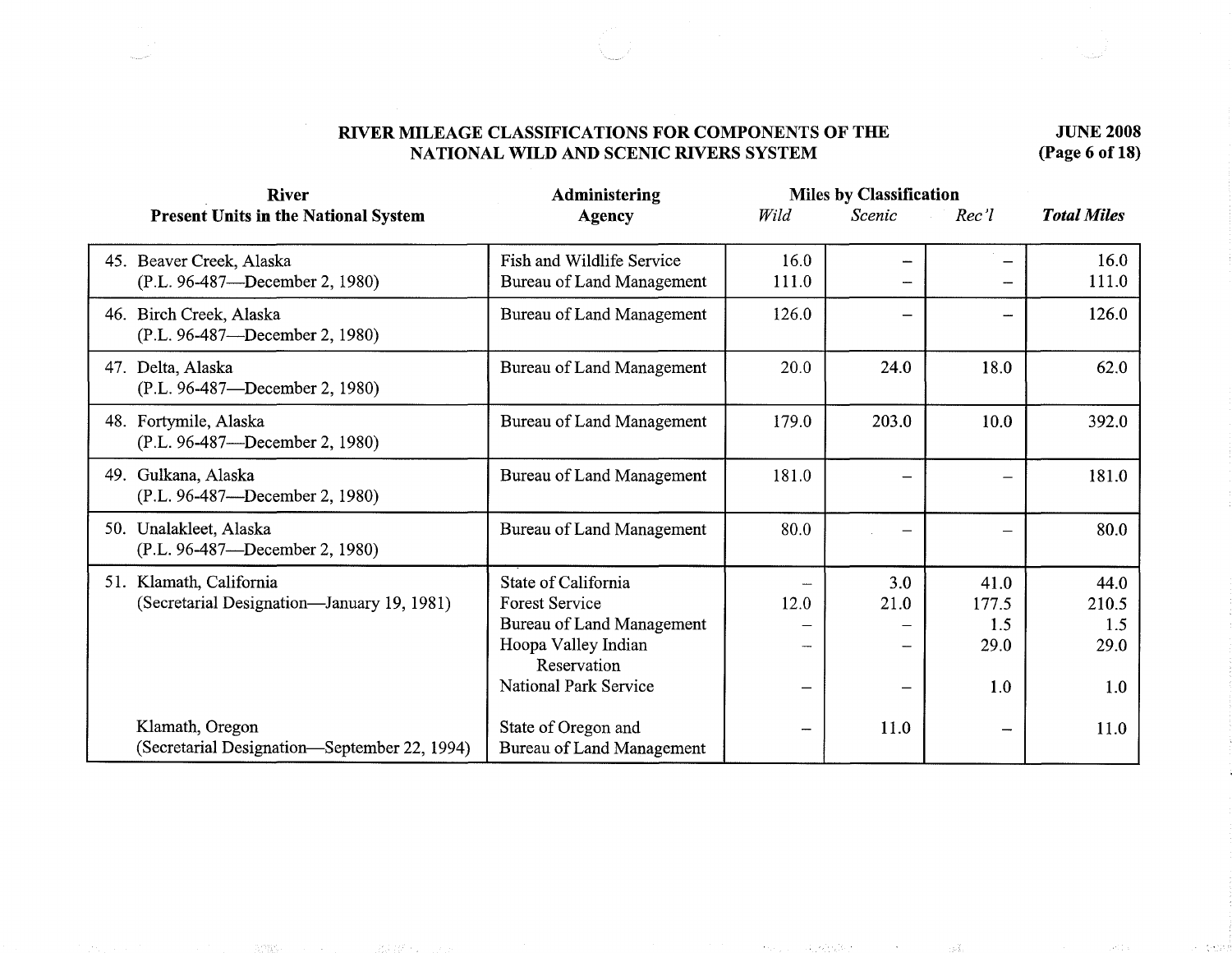## RIVER MILEAGE CLASSIFICATIONS FOR COMPONENTS OF THE NATIONAL WILD AND SCENIC RIVERS SYSTEM

**JUNE 2008**

| River<br>Present Units in the National System | Administering Agency | Miles by Classification *Wild* | *Scenic* | *Rec'l* | ***Total Miles*** |
|---|---|---|---|---|---|
| 45. Beaver Creek, Alaska<br>(P.L. 96-487—December 2, 1980) | Fish and Wildlife Service<br>Bureau of Land Management | 16.0<br>111.0 | –<br>– | –<br>– | 16.0<br>111.0 |
| 46. Birch Creek, Alaska<br>(P.L. 96-487—December 2, 1980) | Bureau of Land Management | 126.0 | – | – | 126.0 |
| 47. Delta, Alaska<br>(P.L. 96-487—December 2, 1980) | Bureau of Land Management | 20.0 | 24.0 | 18.0 | 62.0 |
| 48. Fortymile, Alaska<br>(P.L. 96-487—December 2, 1980) | Bureau of Land Management | 179.0 | 203.0 | 10.0 | 392.0 |
| 49. Gulkana, Alaska<br>(P.L. 96-487—December 2, 1980) | Bureau of Land Management | 181.0 | – | – | 181.0 |
| 50. Unalakleet, Alaska<br>(P.L. 96-487—December 2, 1980) | Bureau of Land Management | 80.0 | – | – | 80.0 |
| 51. Klamath, California<br>(Secretarial Designation—January 19, 1981) | State of California<br>Forest Service<br>Bureau of Land Management<br>Hoopa Valley Indian Reservation<br>National Park Service | –<br>12.0<br>–<br>–<br>– | 3.0<br>21.0<br>–<br>–<br>– | 41.0<br>177.5<br>1.5<br>29.0<br>1.0 | 44.0<br>210.5<br>1.5<br>29.0<br>1.0 |
| Klamath, Oregon<br>(Secretarial Designation—September 22, 1994) | State of Oregon and Bureau of Land Management | – | 11.0 | – | 11.0 |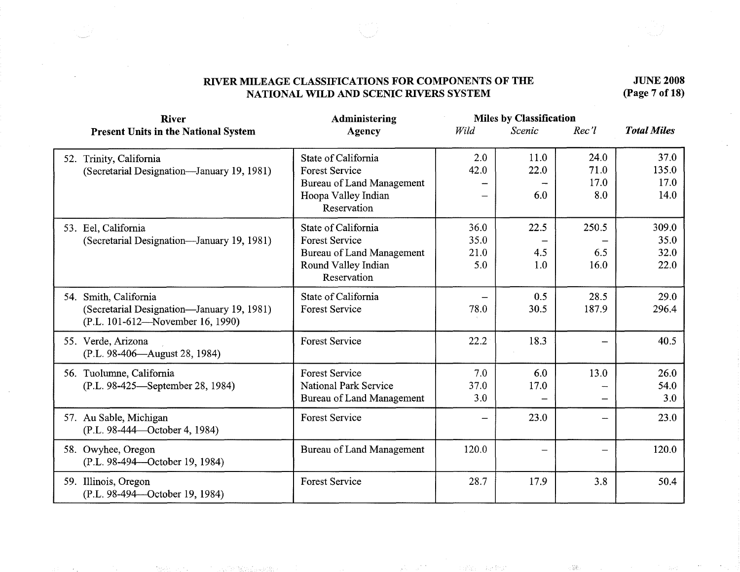## RIVER MILEAGE CLASSIFICATIONS FOR COMPONENTS OF THE NATIONAL WILD AND SCENIC RIVERS SYSTEM

**JUNE 2008**

| River<br>Present Units in the National System | Administering Agency | Miles by Classification | | | *Total Miles* |
|---|---|---|---|---|---|
| | | *Wild* | *Scenic* | *Rec'l* | |
| 52. Trinity, California (Secretarial Designation—January 19, 1981) | State of California | 2.0 | 11.0 | 24.0 | 37.0 |
| | Forest Service | 42.0 | 22.0 | 71.0 | 135.0 |
| | Bureau of Land Management | – | – | 17.0 | 17.0 |
| | Hoopa Valley Indian Reservation | – | 6.0 | 8.0 | 14.0 |
| 53. Eel, California (Secretarial Designation—January 19, 1981) | State of California | 36.0 | 22.5 | 250.5 | 309.0 |
| | Forest Service | 35.0 | – | – | 35.0 |
| | Bureau of Land Management | 21.0 | 4.5 | 6.5 | 32.0 |
| | Round Valley Indian Reservation | 5.0 | 1.0 | 16.0 | 22.0 |
| 54. Smith, California (Secretarial Designation—January 19, 1981) (P.L. 101-612—November 16, 1990) | State of California | – | 0.5 | 28.5 | 29.0 |
| | Forest Service | 78.0 | 30.5 | 187.9 | 296.4 |
| 55. Verde, Arizona (P.L. 98-406—August 28, 1984) | Forest Service | 22.2 | 18.3 | – | 40.5 |
| 56. Tuolumne, California (P.L. 98-425—September 28, 1984) | Forest Service | 7.0 | 6.0 | 13.0 | 26.0 |
| | National Park Service | 37.0 | 17.0 | – | 54.0 |
| | Bureau of Land Management | 3.0 | – | – | 3.0 |
| 57. Au Sable, Michigan (P.L. 98-444—October 4, 1984) | Forest Service | – | 23.0 | – | 23.0 |
| 58. Owyhee, Oregon (P.L. 98-494—October 19, 1984) | Bureau of Land Management | 120.0 | – | – | 120.0 |
| 59. Illinois, Oregon (P.L. 98-494—October 19, 1984) | Forest Service | 28.7 | 17.9 | 3.8 | 50.4 |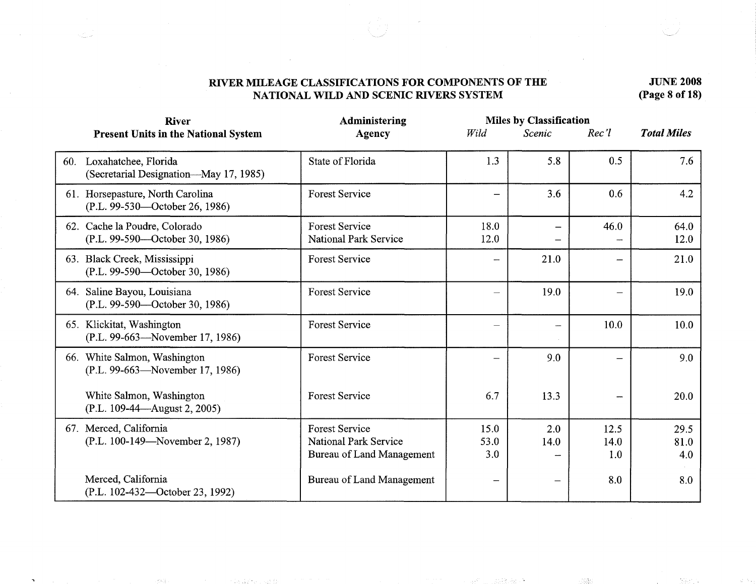# RIVER MILEAGE CLASSIFICATIONS FOR COMPONENTS OF THE NATIONAL WILD AND SCENIC RIVERS SYSTEM

**JUNE 2008**

| River<br>Present Units in the National System | Administering Agency | Miles by Classification | | | Total Miles |
|---|---|---|---|---|---|
| | | *Wild* | *Scenic* | *Rec'l* | |
| 60. Loxahatchee, Florida (Secretarial Designation—May 17, 1985) | State of Florida | 1.3 | 5.8 | 0.5 | 7.6 |
| 61. Horsepasture, North Carolina (P.L. 99-530—October 26, 1986) | Forest Service | – | 3.6 | 0.6 | 4.2 |
| 62. Cache la Poudre, Colorado (P.L. 99-590—October 30, 1986) | Forest Service | 18.0 | – | 46.0 | 64.0 |
| | National Park Service | 12.0 | – | – | 12.0 |
| 63. Black Creek, Mississippi (P.L. 99-590—October 30, 1986) | Forest Service | – | 21.0 | – | 21.0 |
| 64. Saline Bayou, Louisiana (P.L. 99-590—October 30, 1986) | Forest Service | – | 19.0 | – | 19.0 |
| 65. Klickitat, Washington (P.L. 99-663—November 17, 1986) | Forest Service | – | – | 10.0 | 10.0 |
| 66. White Salmon, Washington (P.L. 99-663—November 17, 1986) | Forest Service | – | 9.0 | – | 9.0 |
| White Salmon, Washington (P.L. 109-44—August 2, 2005) | Forest Service | 6.7 | 13.3 | – | 20.0 |
| 67. Merced, California (P.L. 100-149—November 2, 1987) | Forest Service | 15.0 | 2.0 | 12.5 | 29.5 |
| | National Park Service | 53.0 | 14.0 | 14.0 | 81.0 |
| | Bureau of Land Management | 3.0 | – | 1.0 | 4.0 |
| Merced, California (P.L. 102-432—October 23, 1992) | Bureau of Land Management | – | – | 8.0 | 8.0 |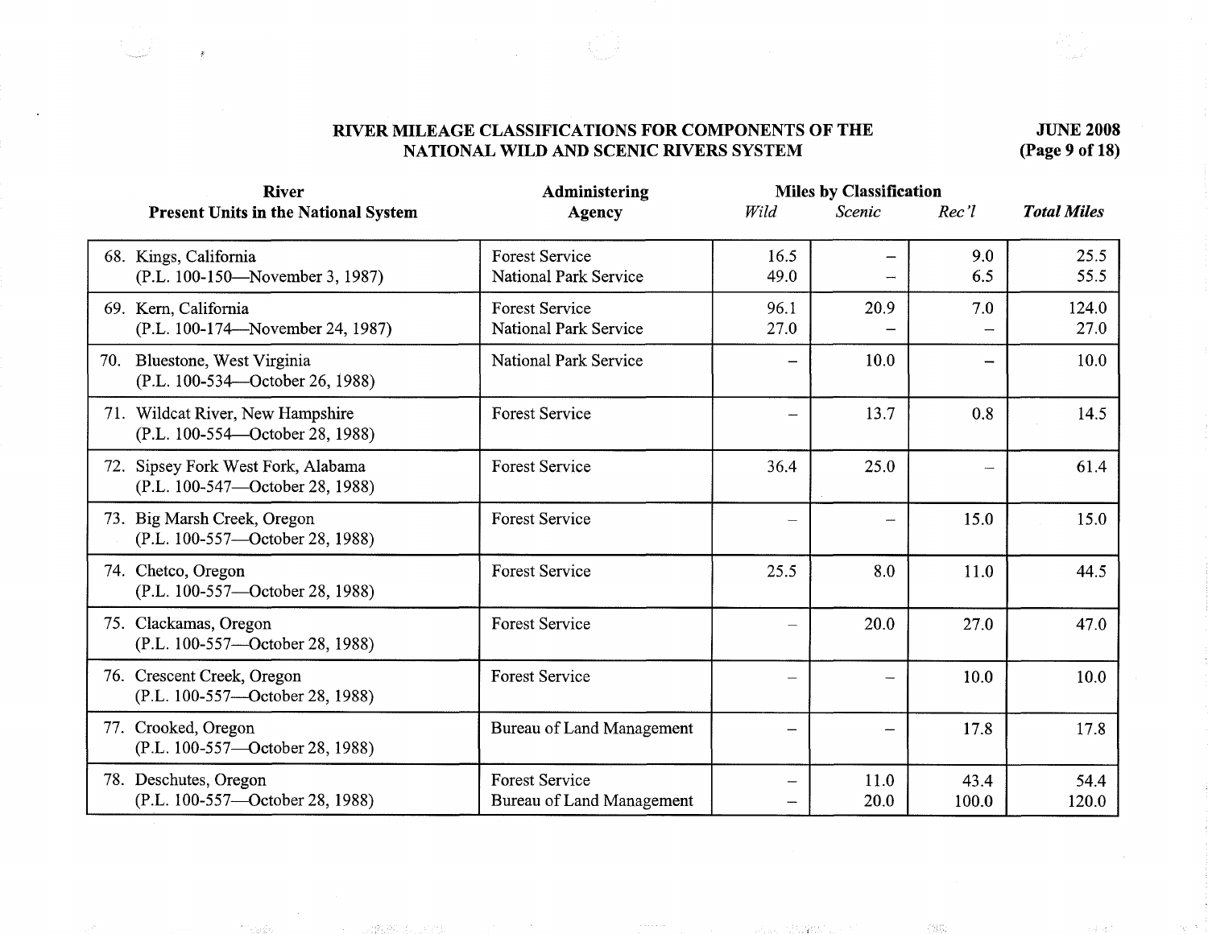## RIVER MILEAGE CLASSIFICATIONS FOR COMPONENTS OF THE NATIONAL WILD AND SCENIC RIVERS SYSTEM

**JUNE 2008**

| River<br>Present Units in the National System | Administering Agency | Miles by Classification<br>*Wild* | <br>*Scenic* | <br>*Rec'l* | *Total Miles* |
|---|---|---|---|---|---|
| 68. Kings, California<br>(P.L. 100-150—November 3, 1987) | Forest Service<br>National Park Service | 16.5<br>49.0 | –<br>– | 9.0<br>6.5 | 25.5<br>55.5 |
| 69. Kern, California<br>(P.L. 100-174—November 24, 1987) | Forest Service<br>National Park Service | 96.1<br>27.0 | 20.9<br>– | 7.0<br>– | 124.0<br>27.0 |
| 70. Bluestone, West Virginia<br>(P.L. 100-534—October 26, 1988) | National Park Service | – | 10.0 | – | 10.0 |
| 71. Wildcat River, New Hampshire<br>(P.L. 100-554—October 28, 1988) | Forest Service | – | 13.7 | 0.8 | 14.5 |
| 72. Sipsey Fork West Fork, Alabama<br>(P.L. 100-547—October 28, 1988) | Forest Service | 36.4 | 25.0 | – | 61.4 |
| 73. Big Marsh Creek, Oregon<br>(P.L. 100-557—October 28, 1988) | Forest Service | – | – | 15.0 | 15.0 |
| 74. Chetco, Oregon<br>(P.L. 100-557—October 28, 1988) | Forest Service | 25.5 | 8.0 | 11.0 | 44.5 |
| 75. Clackamas, Oregon<br>(P.L. 100-557—October 28, 1988) | Forest Service | – | 20.0 | 27.0 | 47.0 |
| 76. Crescent Creek, Oregon<br>(P.L. 100-557—October 28, 1988) | Forest Service | – | – | 10.0 | 10.0 |
| 77. Crooked, Oregon<br>(P.L. 100-557—October 28, 1988) | Bureau of Land Management | – | – | 17.8 | 17.8 |
| 78. Deschutes, Oregon<br>(P.L. 100-557—October 28, 1988) | Forest Service<br>Bureau of Land Management | –<br>– | 11.0<br>20.0 | 43.4<br>100.0 | 54.4<br>120.0 |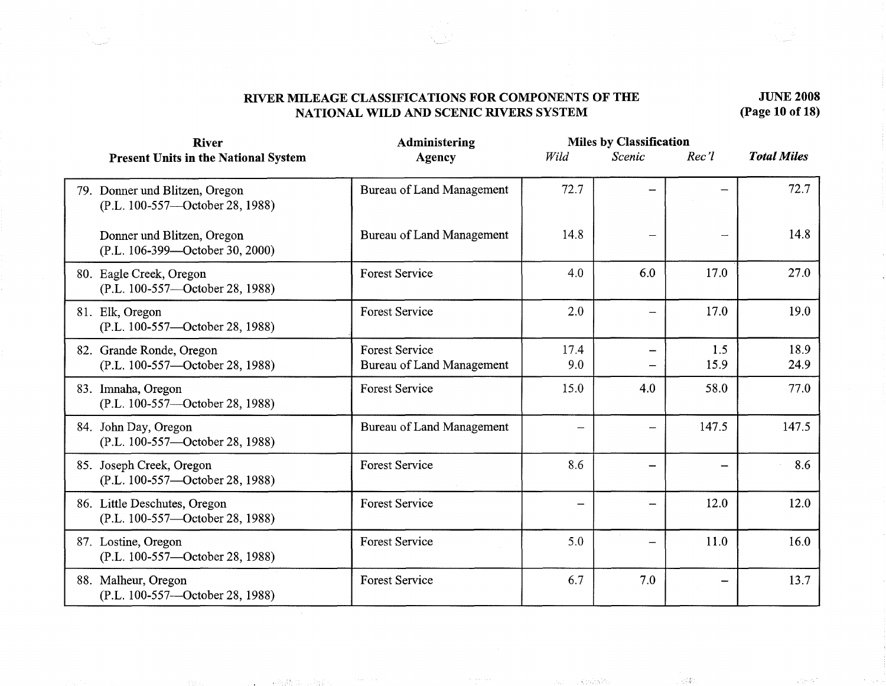## RIVER MILEAGE CLASSIFICATIONS FOR COMPONENTS OF THE NATIONAL WILD AND SCENIC RIVERS SYSTEM

**JUNE 2008**

| River<br>Present Units in the National System | Administering Agency | Miles by Classification | | | Total Miles |
|---|---|---|---|---|---|
| | | *Wild* | *Scenic* | *Rec'l* | |
| 79. Donner und Blitzen, Oregon (P.L. 100-557—October 28, 1988) | Bureau of Land Management | 72.7 | – | – | 72.7 |
| Donner und Blitzen, Oregon (P.L. 106-399—October 30, 2000) | Bureau of Land Management | 14.8 | – | – | 14.8 |
| 80. Eagle Creek, Oregon (P.L. 100-557—October 28, 1988) | Forest Service | 4.0 | 6.0 | 17.0 | 27.0 |
| 81. Elk, Oregon (P.L. 100-557—October 28, 1988) | Forest Service | 2.0 | – | 17.0 | 19.0 |
| 82. Grande Ronde, Oregon (P.L. 100-557—October 28, 1988) | Forest Service<br>Bureau of Land Management | 17.4<br>9.0 | –<br>– | 1.5<br>15.9 | 18.9<br>24.9 |
| 83. Imnaha, Oregon (P.L. 100-557—October 28, 1988) | Forest Service | 15.0 | 4.0 | 58.0 | 77.0 |
| 84. John Day, Oregon (P.L. 100-557—October 28, 1988) | Bureau of Land Management | – | – | 147.5 | 147.5 |
| 85. Joseph Creek, Oregon (P.L. 100-557—October 28, 1988) | Forest Service | 8.6 | – | – | 8.6 |
| 86. Little Deschutes, Oregon (P.L. 100-557—October 28, 1988) | Forest Service | – | – | 12.0 | 12.0 |
| 87. Lostine, Oregon (P.L. 100-557—October 28, 1988) | Forest Service | 5.0 | – | 11.0 | 16.0 |
| 88. Malheur, Oregon (P.L. 100-557—October 28, 1988) | Forest Service | 6.7 | 7.0 | – | 13.7 |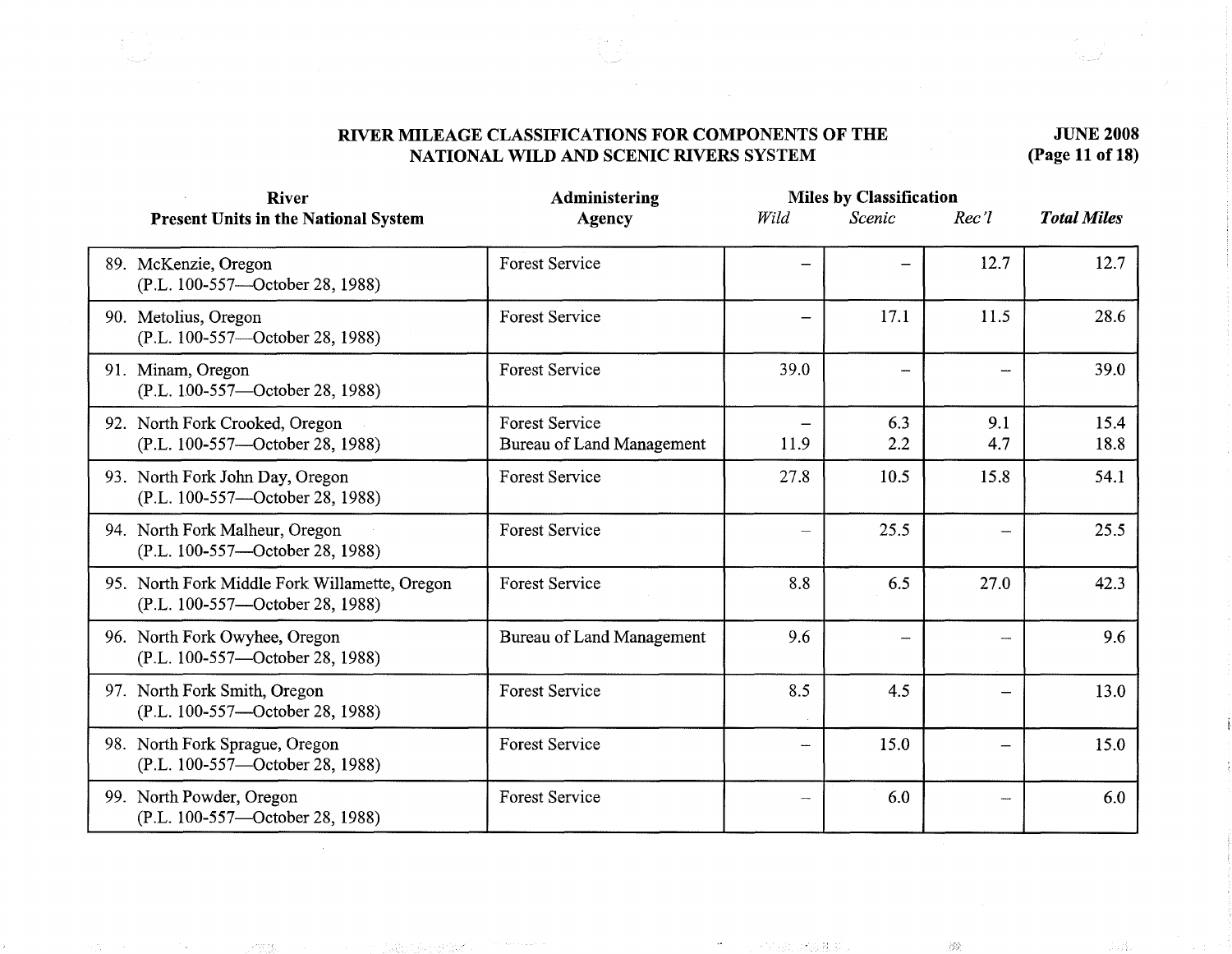## RIVER MILEAGE CLASSIFICATIONS FOR COMPONENTS OF THE NATIONAL WILD AND SCENIC RIVERS SYSTEM

**JUNE 2008**

| River<br>Present Units in the National System | Administering Agency | Miles by Classification<br>*Wild* | *Scenic* | *Rec'l* | ***Total Miles*** |
|---|---|---|---|---|---|
| 89. McKenzie, Oregon<br>(P.L. 100-557—October 28, 1988) | Forest Service | – | – | 12.7 | 12.7 |
| 90. Metolius, Oregon<br>(P.L. 100-557—October 28, 1988) | Forest Service | – | 17.1 | 11.5 | 28.6 |
| 91. Minam, Oregon<br>(P.L. 100-557—October 28, 1988) | Forest Service | 39.0 | – | – | 39.0 |
| 92. North Fork Crooked, Oregon<br>(P.L. 100-557—October 28, 1988) | Forest Service<br>Bureau of Land Management | –<br>11.9 | 6.3<br>2.2 | 9.1<br>4.7 | 15.4<br>18.8 |
| 93. North Fork John Day, Oregon<br>(P.L. 100-557—October 28, 1988) | Forest Service | 27.8 | 10.5 | 15.8 | 54.1 |
| 94. North Fork Malheur, Oregon<br>(P.L. 100-557—October 28, 1988) | Forest Service | – | 25.5 | – | 25.5 |
| 95. North Fork Middle Fork Willamette, Oregon<br>(P.L. 100-557—October 28, 1988) | Forest Service | 8.8 | 6.5 | 27.0 | 42.3 |
| 96. North Fork Owyhee, Oregon<br>(P.L. 100-557—October 28, 1988) | Bureau of Land Management | 9.6 | – | – | 9.6 |
| 97. North Fork Smith, Oregon<br>(P.L. 100-557—October 28, 1988) | Forest Service | 8.5 | 4.5 | – | 13.0 |
| 98. North Fork Sprague, Oregon<br>(P.L. 100-557—October 28, 1988) | Forest Service | – | 15.0 | – | 15.0 |
| 99. North Powder, Oregon<br>(P.L. 100-557—October 28, 1988) | Forest Service | – | 6.0 | – | 6.0 |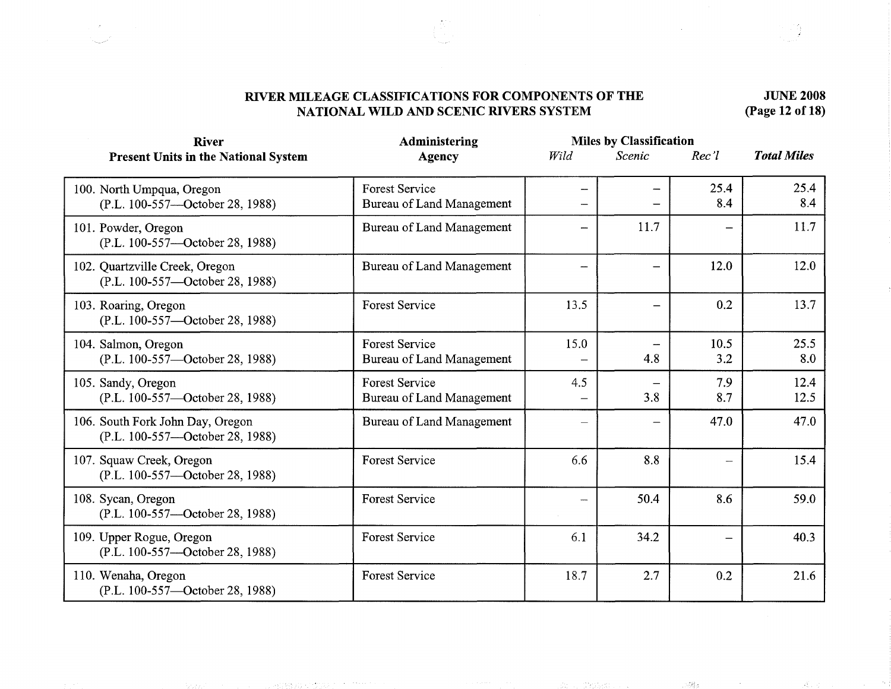## RIVER MILEAGE CLASSIFICATIONS FOR COMPONENTS OF THE NATIONAL WILD AND SCENIC RIVERS SYSTEM

**JUNE 2008**

| River<br>Present Units in the National System | Administering Agency | Miles by Classification | | | *Total Miles* |
|---|---|---|---|---|---|
| | | *Wild* | *Scenic* | *Rec'l* | |
| 100. North Umpqua, Oregon<br>(P.L. 100-557—October 28, 1988) | Forest Service<br>Bureau of Land Management | –<br>– | –<br>– | 25.4<br>8.4 | 25.4<br>8.4 |
| 101. Powder, Oregon<br>(P.L. 100-557—October 28, 1988) | Bureau of Land Management | – | 11.7 | – | 11.7 |
| 102. Quartzville Creek, Oregon<br>(P.L. 100-557—October 28, 1988) | Bureau of Land Management | – | – | 12.0 | 12.0 |
| 103. Roaring, Oregon<br>(P.L. 100-557—October 28, 1988) | Forest Service | 13.5 | – | 0.2 | 13.7 |
| 104. Salmon, Oregon<br>(P.L. 100-557—October 28, 1988) | Forest Service<br>Bureau of Land Management | 15.0<br>– | –<br>4.8 | 10.5<br>3.2 | 25.5<br>8.0 |
| 105. Sandy, Oregon<br>(P.L. 100-557—October 28, 1988) | Forest Service<br>Bureau of Land Management | 4.5<br>– | –<br>3.8 | 7.9<br>8.7 | 12.4<br>12.5 |
| 106. South Fork John Day, Oregon<br>(P.L. 100-557—October 28, 1988) | Bureau of Land Management | – | – | 47.0 | 47.0 |
| 107. Squaw Creek, Oregon<br>(P.L. 100-557—October 28, 1988) | Forest Service | 6.6 | 8.8 | – | 15.4 |
| 108. Sycan, Oregon<br>(P.L. 100-557—October 28, 1988) | Forest Service | – | 50.4 | 8.6 | 59.0 |
| 109. Upper Rogue, Oregon<br>(P.L. 100-557—October 28, 1988) | Forest Service | 6.1 | 34.2 | – | 40.3 |
| 110. Wenaha, Oregon<br>(P.L. 100-557—October 28, 1988) | Forest Service | 18.7 | 2.7 | 0.2 | 21.6 |